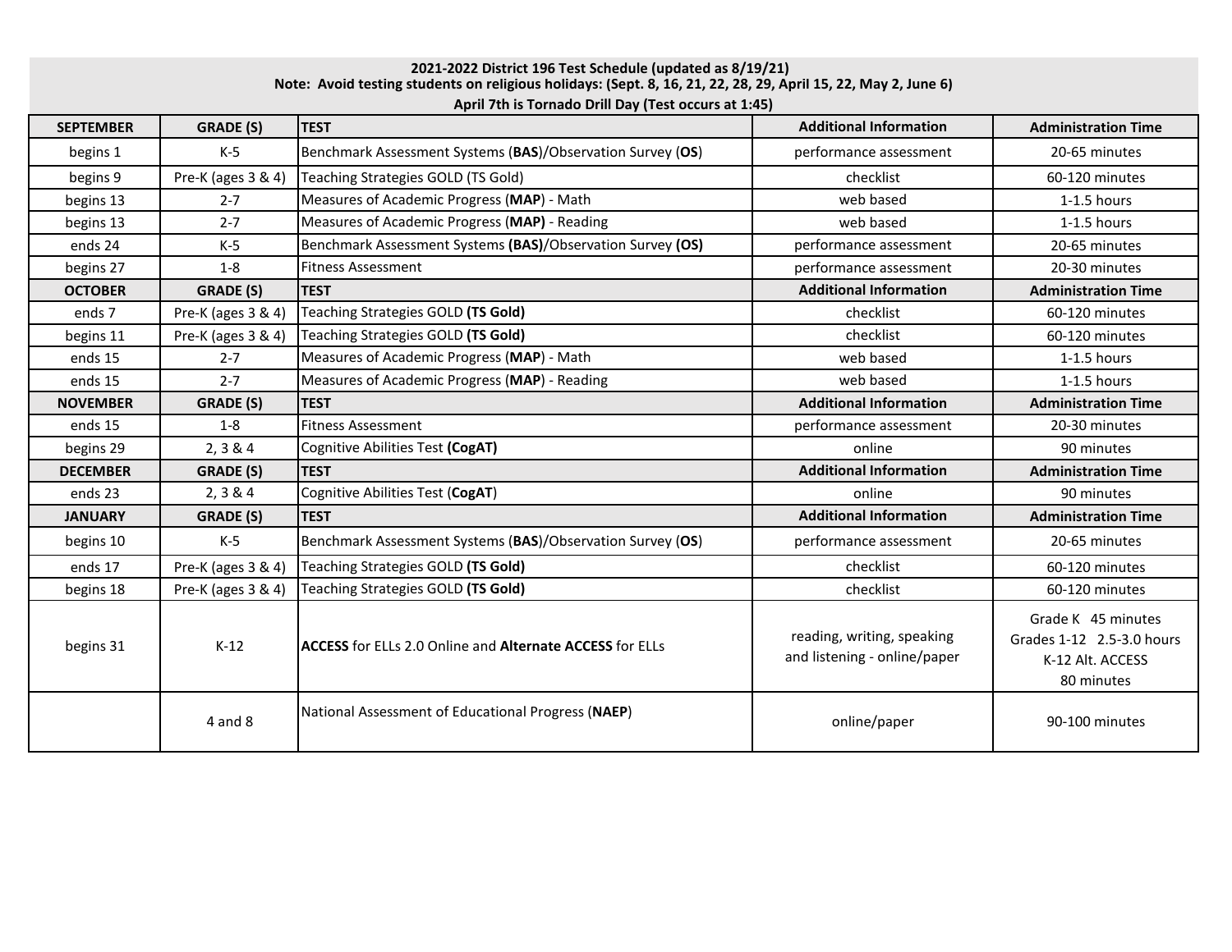**2021-2022 District 196 Test Schedule (updated as 8/19/21)**
**Note: Avoid testing students on religious holidays: (Sept. 8, 16, 21, 22, 28, 29, April 15, 22, May 2, June 6)**
**April 7th is Tornado Drill Day (Test occurs at 1:45)**

| SEPTEMBER | GRADE (S) | TEST | Additional Information | Administration Time |
|---|---|---|---|---|
| begins 1 | K-5 | Benchmark Assessment Systems (**BAS**)/Observation Survey (**OS**) | performance assessment | 20-65 minutes |
| begins 9 | Pre-K (ages 3 & 4) | Teaching Strategies GOLD (TS Gold) | checklist | 60-120 minutes |
| begins 13 | 2-7 | Measures of Academic Progress (**MAP**) - Math | web based | 1-1.5 hours |
| begins 13 | 2-7 | Measures of Academic Progress (**MAP**) - Reading | web based | 1-1.5 hours |
| ends 24 | K-5 | Benchmark Assessment Systems **(BAS)**/Observation Survey **(OS)** | performance assessment | 20-65 minutes |
| begins 27 | 1-8 | Fitness Assessment | performance assessment | 20-30 minutes |
| **OCTOBER** | **GRADE (S)** | **TEST** | **Additional Information** | **Administration Time** |
| ends 7 | Pre-K (ages 3 & 4) | Teaching Strategies GOLD **(TS Gold)** | checklist | 60-120 minutes |
| begins 11 | Pre-K (ages 3 & 4) | Teaching Strategies GOLD **(TS Gold)** | checklist | 60-120 minutes |
| ends 15 | 2-7 | Measures of Academic Progress (**MAP**) - Math | web based | 1-1.5 hours |
| ends 15 | 2-7 | Measures of Academic Progress (**MAP**) - Reading | web based | 1-1.5 hours |
| **NOVEMBER** | **GRADE (S)** | **TEST** | **Additional Information** | **Administration Time** |
| ends 15 | 1-8 | Fitness Assessment | performance assessment | 20-30 minutes |
| begins 29 | 2, 3 & 4 | Cognitive Abilities Test **(CogAT)** | online | 90 minutes |
| **DECEMBER** | **GRADE (S)** | **TEST** | **Additional Information** | **Administration Time** |
| ends 23 | 2, 3 & 4 | Cognitive Abilities Test (**CogAT**) | online | 90 minutes |
| **JANUARY** | **GRADE (S)** | **TEST** | **Additional Information** | **Administration Time** |
| begins 10 | K-5 | Benchmark Assessment Systems (**BAS**)/Observation Survey (**OS**) | performance assessment | 20-65 minutes |
| ends 17 | Pre-K (ages 3 & 4) | Teaching Strategies GOLD **(TS Gold)** | checklist | 60-120 minutes |
| begins 18 | Pre-K (ages 3 & 4) | Teaching Strategies GOLD **(TS Gold)** | checklist | 60-120 minutes |
| begins 31 | K-12 | **ACCESS** for ELLs 2.0 Online and **Alternate ACCESS** for ELLs | reading, writing, speaking and listening - online/paper | Grade K 45 minutes<br>Grades 1-12 2.5-3.0 hours<br>K-12 Alt. ACCESS<br>80 minutes |
| | 4 and 8 | National Assessment of Educational Progress (**NAEP**) | online/paper | 90-100 minutes |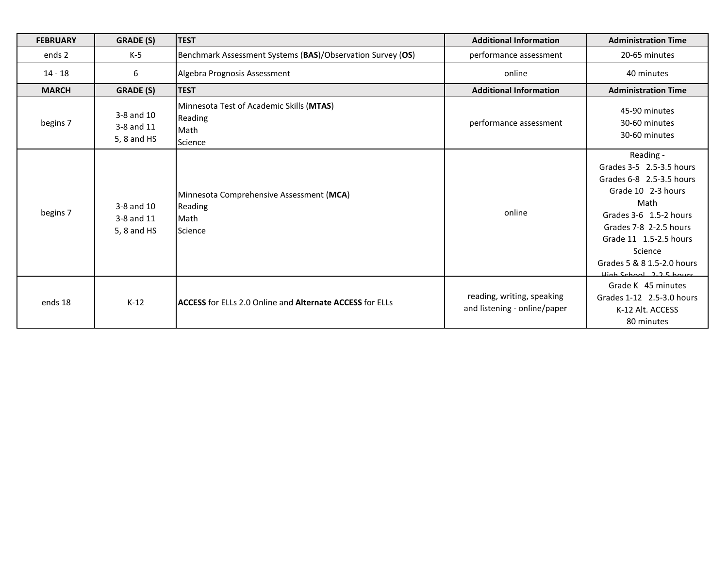| FEBRUARY | GRADE (S) | TEST | Additional Information | Administration Time |
|---|---|---|---|---|
| ends 2 | K-5 | Benchmark Assessment Systems (**BAS**)/Observation Survey (**OS**) | performance assessment | 20-65 minutes |
| 14 - 18 | 6 | Algebra Prognosis Assessment | online | 40 minutes |
| **MARCH** | **GRADE (S)** | **TEST** | **Additional Information** | **Administration Time** |
| begins 7 | 3-8 and 10<br>3-8 and 11<br>5, 8 and HS | Minnesota Test of Academic Skills (**MTAS**)<br>Reading<br>Math<br>Science | performance assessment | 45-90 minutes<br>30-60 minutes<br>30-60 minutes |
| begins 7 | 3-8 and 10<br>3-8 and 11<br>5, 8 and HS | Minnesota Comprehensive Assessment (**MCA**)<br>Reading<br>Math<br>Science | online | Reading -<br>Grades 3-5 2.5-3.5 hours<br>Grades 6-8 2.5-3.5 hours<br>Grade 10 2-3 hours<br>Math<br>Grades 3-6 1.5-2 hours<br>Grades 7-8 2-2.5 hours<br>Grade 11 1.5-2.5 hours<br>Science<br>Grades 5 & 8 1.5-2.0 hours<br>High School 2-2.5 hours |
| ends 18 | K-12 | **ACCESS** for ELLs 2.0 Online and **Alternate ACCESS** for ELLs | reading, writing, speaking and listening - online/paper | Grade K 45 minutes<br>Grades 1-12 2.5-3.0 hours<br>K-12 Alt. ACCESS<br>80 minutes |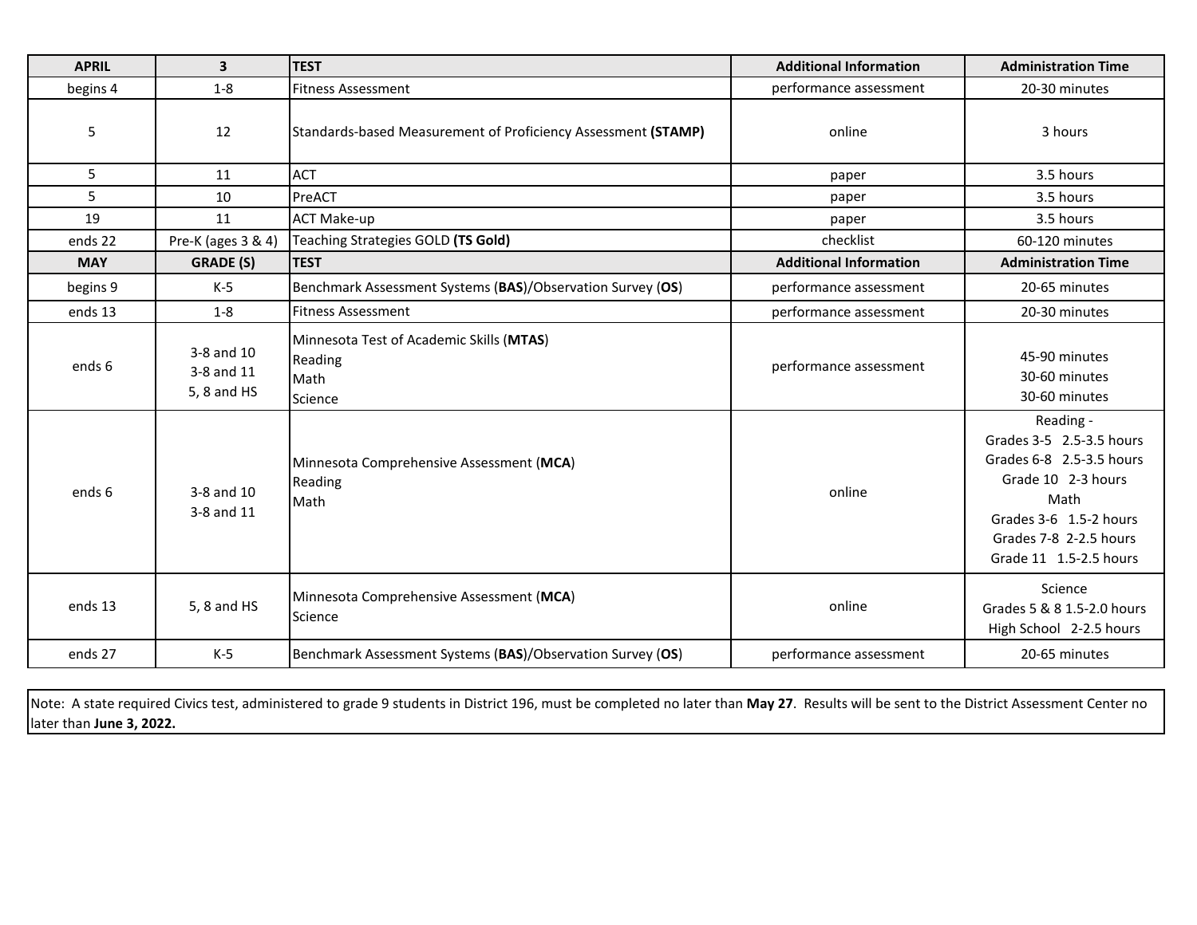| APRIL | 3 | TEST | Additional Information | Administration Time |
|---|---|---|---|---|
| begins 4 | 1-8 | Fitness Assessment | performance assessment | 20-30 minutes |
| 5 | 12 | Standards-based Measurement of Proficiency Assessment **(STAMP)** | online | 3 hours |
| 5 | 11 | ACT | paper | 3.5 hours |
| 5 | 10 | PreACT | paper | 3.5 hours |
| 19 | 11 | ACT Make-up | paper | 3.5 hours |
| ends 22 | Pre-K (ages 3 & 4) | Teaching Strategies GOLD **(TS Gold)** | checklist | 60-120 minutes |
| **MAY** | **GRADE (S)** | **TEST** | **Additional Information** | **Administration Time** |
| begins 9 | K-5 | Benchmark Assessment Systems (**BAS**)/Observation Survey (**OS**) | performance assessment | 20-65 minutes |
| ends 13 | 1-8 | Fitness Assessment | performance assessment | 20-30 minutes |
| ends 6 | 3-8 and 10<br>3-8 and 11<br>5, 8 and HS | Minnesota Test of Academic Skills (**MTAS**)<br>Reading<br>Math<br>Science | performance assessment | 45-90 minutes<br>30-60 minutes<br>30-60 minutes |
| ends 6 | 3-8 and 10<br>3-8 and 11 | Minnesota Comprehensive Assessment (**MCA**)<br>Reading<br>Math | online | Reading -<br>Grades 3-5 2.5-3.5 hours<br>Grades 6-8 2.5-3.5 hours<br>Grade 10 2-3 hours<br>Math<br>Grades 3-6 1.5-2 hours<br>Grades 7-8 2-2.5 hours<br>Grade 11 1.5-2.5 hours |
| ends 13 | 5, 8 and HS | Minnesota Comprehensive Assessment (**MCA**)<br>Science | online | Science<br>Grades 5 & 8 1.5-2.0 hours<br>High School 2-2.5 hours |
| ends 27 | K-5 | Benchmark Assessment Systems (**BAS**)/Observation Survey (**OS**) | performance assessment | 20-65 minutes |

Note: A state required Civics test, administered to grade 9 students in District 196, must be completed no later than **May 27**. Results will be sent to the District Assessment Center no later than **June 3, 2022.**